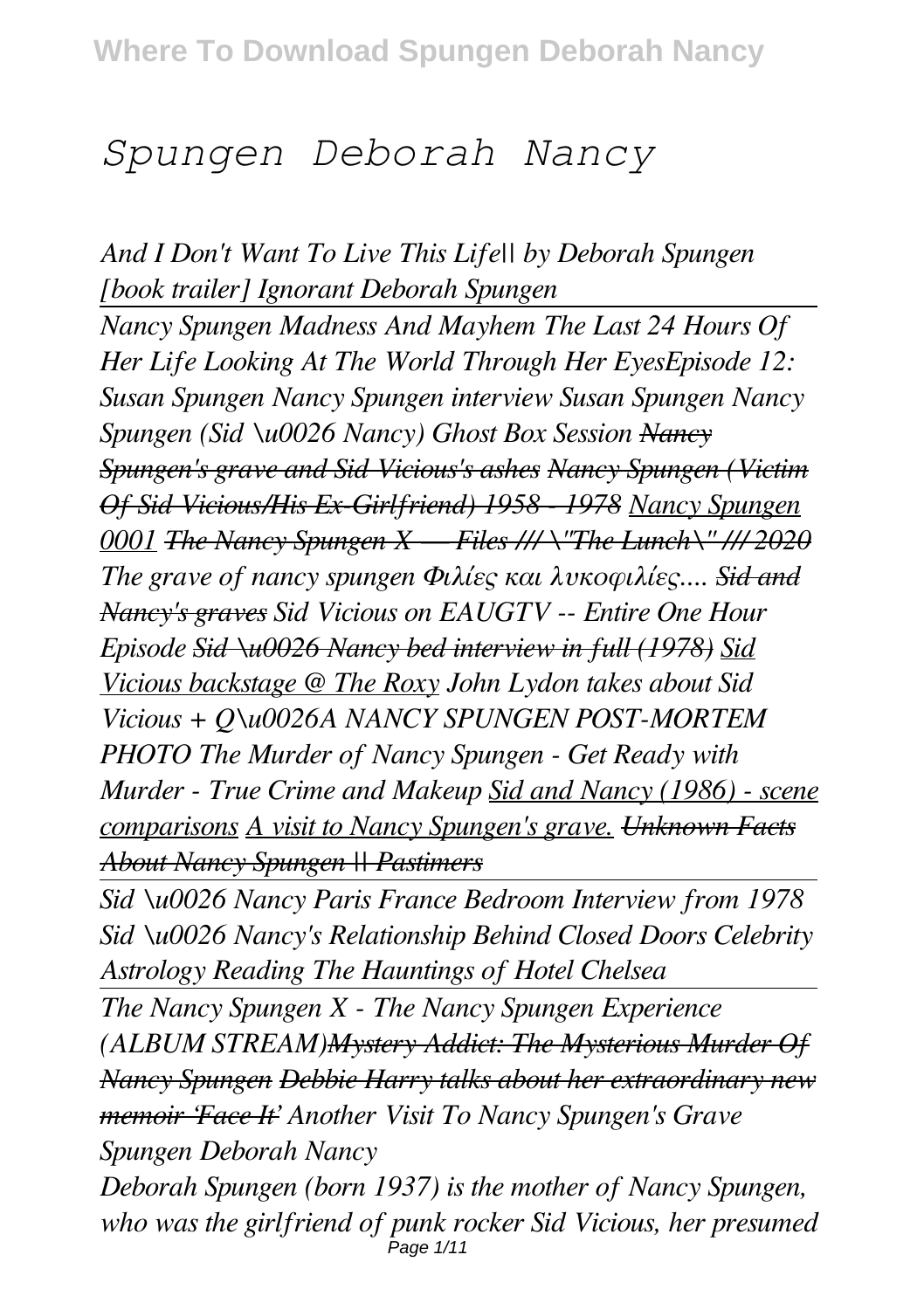# Spungen Deborah Nancy

*And I Don't Want To Live This Life|| by Deborah Spungen [book trailer] Ignorant Deborah Spungen*

*Nancy Spungen Madness And Mayhem The Last 24 Hours Of Her Life Looking At The World Through Her EyesEpisode 12: Susan Spungen Nancy Spungen interview Susan Spungen Nancy Spungen (Sid \u0026 Nancy) Ghost Box Session ~~Nancy Spungen's grave and Sid Vicious's ashes~~ ~~Nancy Spungen (Victim Of Sid Vicious/His Ex-Girlfriend) 1958 - 1978~~ Nancy Spungen 0001 ~~The Nancy Spungen X — Files /// \"The Lunch\" /// 2020~~ The grave of nancy spungen Φιλίες και λυκοφιλίες.... ~~Sid and Nancy's graves~~ Sid Vicious on EAUGTV -- Entire One Hour Episode ~~Sid \u0026 Nancy bed interview in full (1978)~~ Sid Vicious backstage @ The Roxy John Lydon takes about Sid Vicious + Q\u0026A NANCY SPUNGEN POST-MORTEM PHOTO The Murder of Nancy Spungen - Get Ready with Murder - True Crime and Makeup Sid and Nancy (1986) - scene comparisons A visit to Nancy Spungen's grave. ~~Unknown Facts About Nancy Spungen || Pastimers~~*

*Sid \u0026 Nancy Paris France Bedroom Interview from 1978 Sid \u0026 Nancy's Relationship Behind Closed Doors Celebrity Astrology Reading The Hauntings of Hotel Chelsea*

*The Nancy Spungen X - The Nancy Spungen Experience (ALBUM STREAM)~~Mystery Addict: The Mysterious Murder Of Nancy Spungen~~ ~~Debbie Harry talks about her extraordinary new memoir 'Face It'~~ Another Visit To Nancy Spungen's Grave*

*Spungen Deborah Nancy*

*Deborah Spungen (born 1937) is the mother of Nancy Spungen, who was the girlfriend of punk rocker Sid Vicious, her presumed*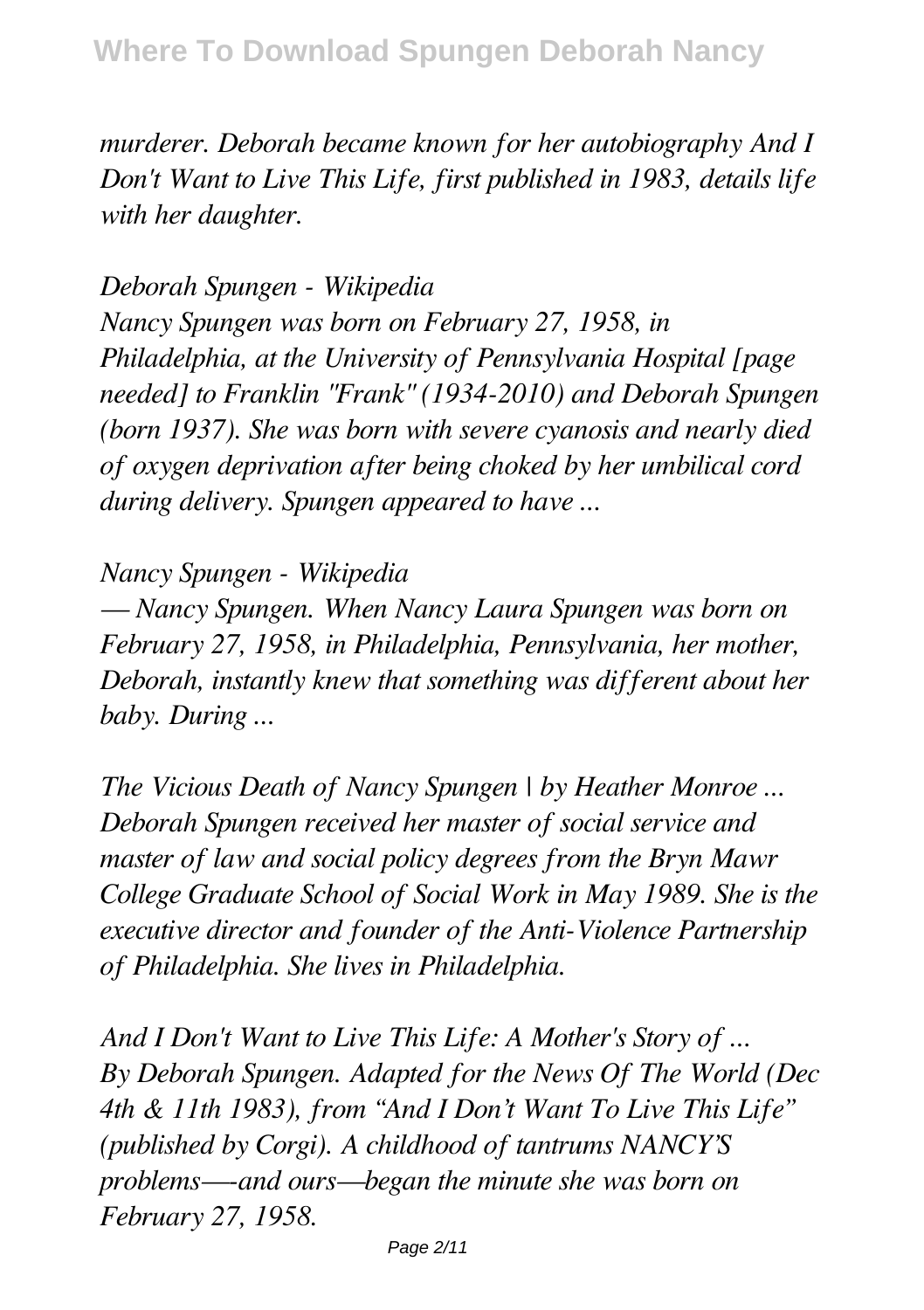*murderer. Deborah became known for her autobiography And I Don't Want to Live This Life, first published in 1983, details life with her daughter.*

*Deborah Spungen - Wikipedia*

*Nancy Spungen was born on February 27, 1958, in Philadelphia, at the University of Pennsylvania Hospital [page needed] to Franklin "Frank" (1934-2010) and Deborah Spungen (born 1937). She was born with severe cyanosis and nearly died of oxygen deprivation after being choked by her umbilical cord during delivery. Spungen appeared to have ...*

*Nancy Spungen - Wikipedia*

*— Nancy Spungen. When Nancy Laura Spungen was born on February 27, 1958, in Philadelphia, Pennsylvania, her mother, Deborah, instantly knew that something was different about her baby. During ...*

*The Vicious Death of Nancy Spungen | by Heather Monroe ...*

*Deborah Spungen received her master of social service and master of law and social policy degrees from the Bryn Mawr College Graduate School of Social Work in May 1989. She is the executive director and founder of the Anti-Violence Partnership of Philadelphia. She lives in Philadelphia.*

*And I Don't Want to Live This Life: A Mother's Story of ...*

*By Deborah Spungen. Adapted for the News Of The World (Dec 4th & 11th 1983), from "And I Don't Want To Live This Life" (published by Corgi). A childhood of tantrums NANCY'S problems—-and ours—began the minute she was born on February 27, 1958.*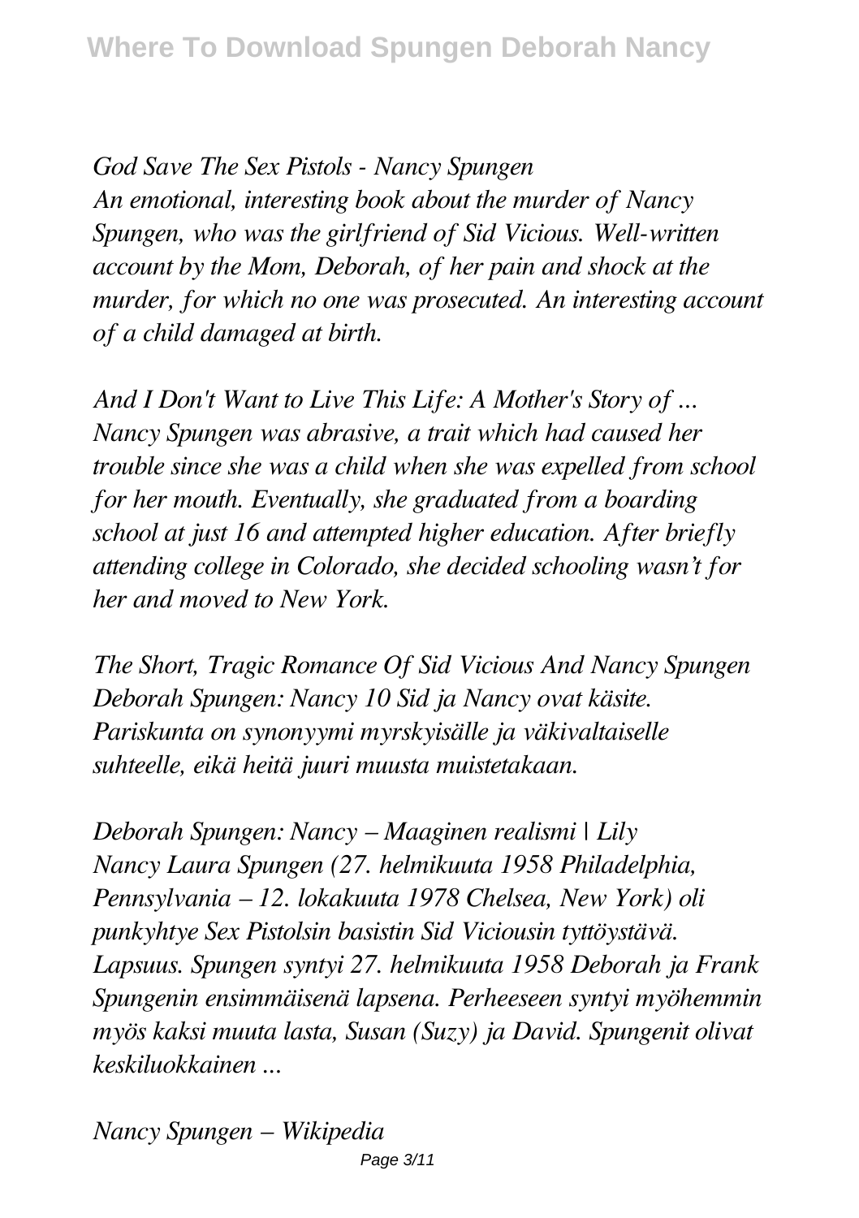*God Save The Sex Pistols - Nancy Spungen*
*An emotional, interesting book about the murder of Nancy Spungen, who was the girlfriend of Sid Vicious. Well-written account by the Mom, Deborah, of her pain and shock at the murder, for which no one was prosecuted. An interesting account of a child damaged at birth.*

*And I Don't Want to Live This Life: A Mother's Story of ...*
*Nancy Spungen was abrasive, a trait which had caused her trouble since she was a child when she was expelled from school for her mouth. Eventually, she graduated from a boarding school at just 16 and attempted higher education. After briefly attending college in Colorado, she decided schooling wasn't for her and moved to New York.*

*The Short, Tragic Romance Of Sid Vicious And Nancy Spungen*
*Deborah Spungen: Nancy 10 Sid ja Nancy ovat käsite. Pariskunta on synonyymi myrskyisälle ja väkivaltaiselle suhteelle, eikä heitä juuri muusta muistetakaan.*

*Deborah Spungen: Nancy – Maaginen realismi | Lily*
*Nancy Laura Spungen (27. helmikuuta 1958 Philadelphia, Pennsylvania – 12. lokakuuta 1978 Chelsea, New York) oli punkyhtye Sex Pistolsin basistin Sid Viciousin tyttöystävä. Lapsuus. Spungen syntyi 27. helmikuuta 1958 Deborah ja Frank Spungenin ensimmäisenä lapsena. Perheeseen syntyi myöhemmin myös kaksi muuta lasta, Susan (Suzy) ja David. Spungenit olivat keskiluokkainen ...*

*Nancy Spungen – Wikipedia*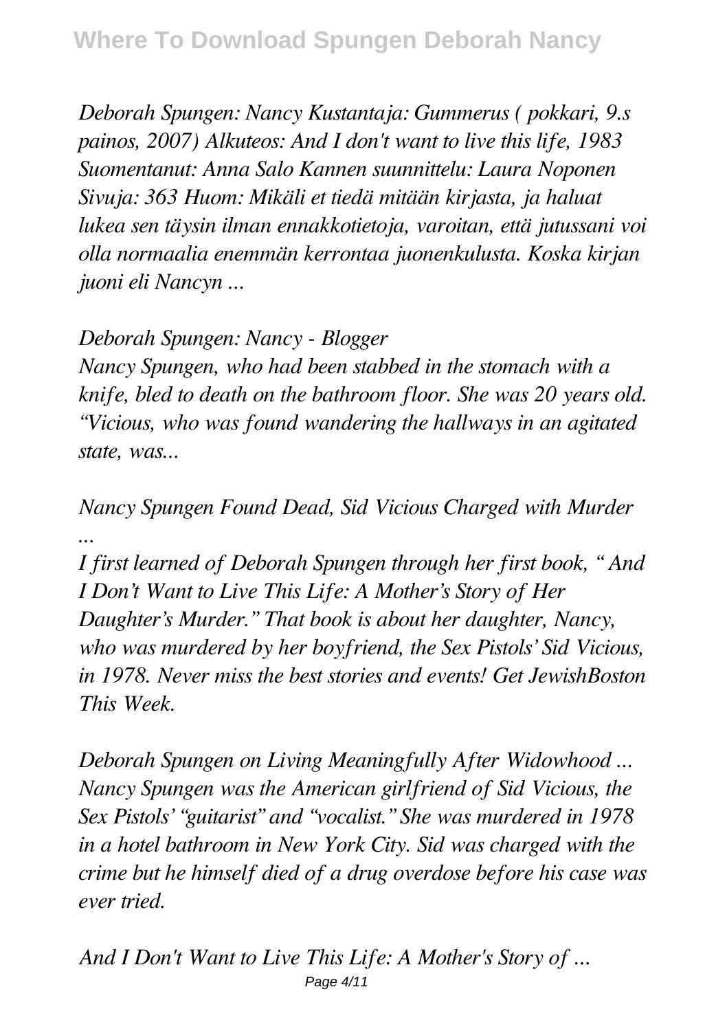*Deborah Spungen: Nancy Kustantaja: Gummerus ( pokkari, 9.s painos, 2007) Alkuteos: And I don't want to live this life, 1983 Suomentanut: Anna Salo Kannen suunnittelu: Laura Noponen Sivuja: 363 Huom: Mikäli et tiedä mitään kirjasta, ja haluat lukea sen täysin ilman ennakkotietoja, varoitan, että jutussani voi olla normaalia enemmän kerrontaa juonenkulusta. Koska kirjan juoni eli Nancyn ...*

*Deborah Spungen: Nancy - Blogger*

*Nancy Spungen, who had been stabbed in the stomach with a knife, bled to death on the bathroom floor. She was 20 years old. "Vicious, who was found wandering the hallways in an agitated state, was...*

*Nancy Spungen Found Dead, Sid Vicious Charged with Murder ...*

*I first learned of Deborah Spungen through her first book, " And I Don't Want to Live This Life: A Mother's Story of Her Daughter's Murder." That book is about her daughter, Nancy, who was murdered by her boyfriend, the Sex Pistols' Sid Vicious, in 1978. Never miss the best stories and events! Get JewishBoston This Week.*

*Deborah Spungen on Living Meaningfully After Widowhood ...*

*Nancy Spungen was the American girlfriend of Sid Vicious, the Sex Pistols' "guitarist" and "vocalist." She was murdered in 1978 in a hotel bathroom in New York City. Sid was charged with the crime but he himself died of a drug overdose before his case was ever tried.*

*And I Don't Want to Live This Life: A Mother's Story of ...*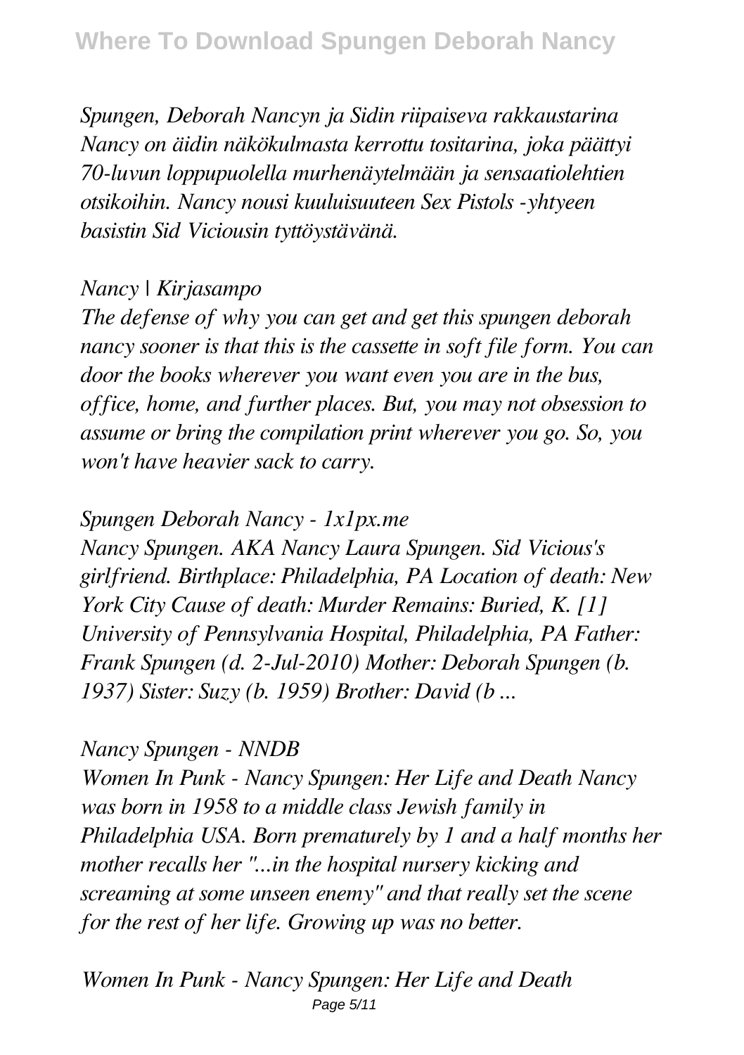*Spungen, Deborah Nancyn ja Sidin riipaiseva rakkaustarina Nancy on äidin näkökulmasta kerrottu tositarina, joka päättyi 70-luvun loppupuolella murhenäytelmään ja sensaatiolehtien otsikoihin. Nancy nousi kuuluisuuteen Sex Pistols -yhtyeen basistin Sid Viciousin tyttöystävänä.*

*Nancy | Kirjasampo*

*The defense of why you can get and get this spungen deborah nancy sooner is that this is the cassette in soft file form. You can door the books wherever you want even you are in the bus, office, home, and further places. But, you may not obsession to assume or bring the compilation print wherever you go. So, you won't have heavier sack to carry.*

*Spungen Deborah Nancy - 1x1px.me*

*Nancy Spungen. AKA Nancy Laura Spungen. Sid Vicious's girlfriend. Birthplace: Philadelphia, PA Location of death: New York City Cause of death: Murder Remains: Buried, K. [1] University of Pennsylvania Hospital, Philadelphia, PA Father: Frank Spungen (d. 2-Jul-2010) Mother: Deborah Spungen (b. 1937) Sister: Suzy (b. 1959) Brother: David (b ...*

*Nancy Spungen - NNDB*

*Women In Punk - Nancy Spungen: Her Life and Death Nancy was born in 1958 to a middle class Jewish family in Philadelphia USA. Born prematurely by 1 and a half months her mother recalls her "...in the hospital nursery kicking and screaming at some unseen enemy" and that really set the scene for the rest of her life. Growing up was no better.*

*Women In Punk - Nancy Spungen: Her Life and Death*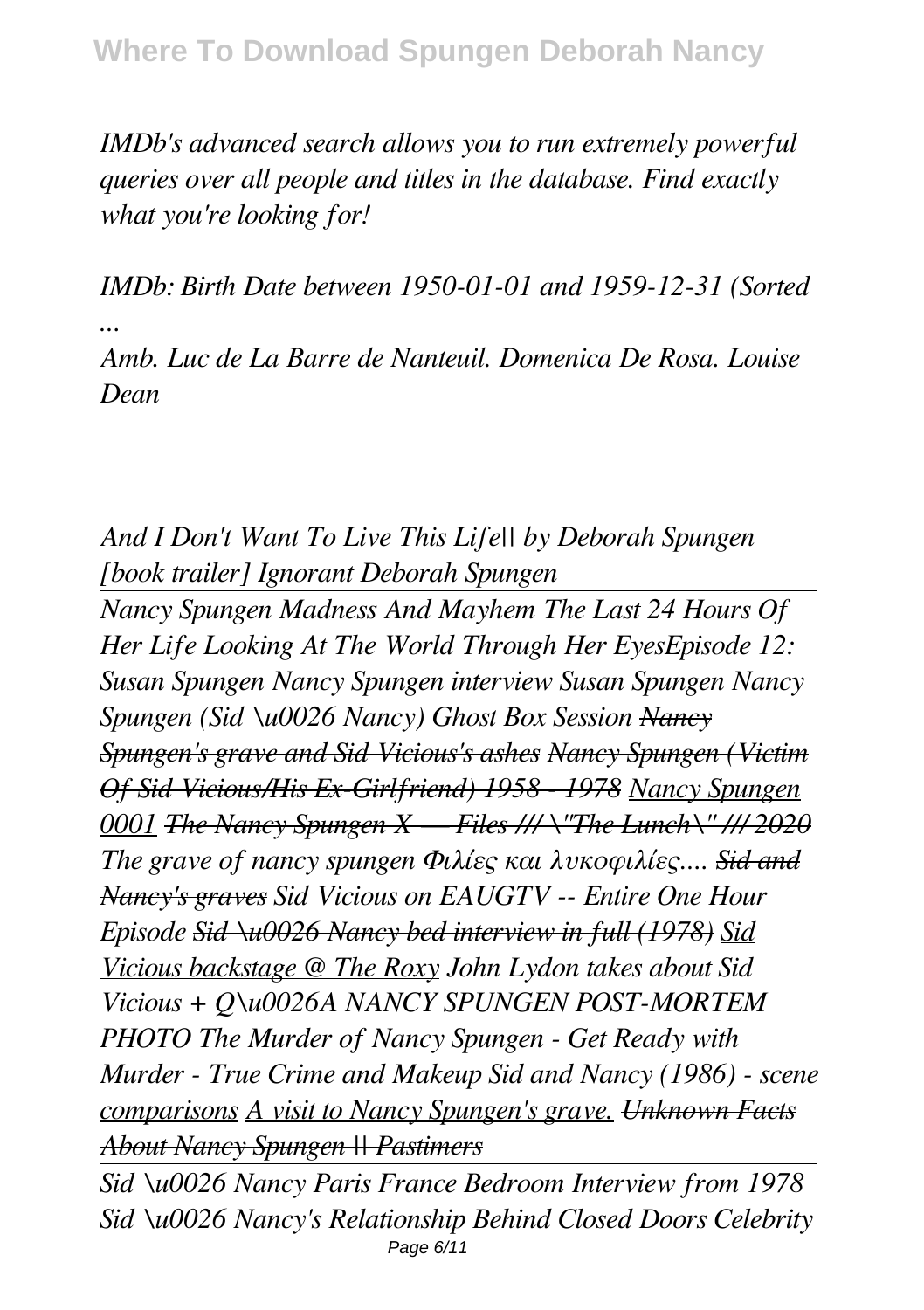*IMDb's advanced search allows you to run extremely powerful queries over all people and titles in the database. Find exactly what you're looking for!*

*IMDb: Birth Date between 1950-01-01 and 1959-12-31 (Sorted ...*

*Amb. Luc de La Barre de Nanteuil. Domenica De Rosa. Louise Dean*

*And I Don't Want To Live This Life|| by Deborah Spungen [book trailer] Ignorant Deborah Spungen*

*Nancy Spungen Madness And Mayhem The Last 24 Hours Of Her Life Looking At The World Through Her EyesEpisode 12: Susan Spungen Nancy Spungen interview Susan Spungen Nancy Spungen (Sid \u0026 Nancy) Ghost Box Session ~~Nancy Spungen's grave and Sid Vicious's ashes~~ ~~Nancy Spungen (Victim Of Sid Vicious/His Ex-Girlfriend) 1958 - 1978~~ Nancy Spungen 0001 ~~The Nancy Spungen X — Files /// \"The Lunch\" /// 2020~~ The grave of nancy spungen Φιλίες και λυκοφιλίες.... ~~Sid and Nancy's graves~~ Sid Vicious on EAUGTV -- Entire One Hour Episode ~~Sid \u0026 Nancy bed interview in full (1978)~~ Sid Vicious backstage @ The Roxy John Lydon takes about Sid Vicious + Q\u0026A NANCY SPUNGEN POST-MORTEM PHOTO The Murder of Nancy Spungen - Get Ready with Murder - True Crime and Makeup Sid and Nancy (1986) - scene comparisons A visit to Nancy Spungen's grave. ~~Unknown Facts About Nancy Spungen || Pastimers~~*

*Sid \u0026 Nancy Paris France Bedroom Interview from 1978 Sid \u0026 Nancy's Relationship Behind Closed Doors Celebrity*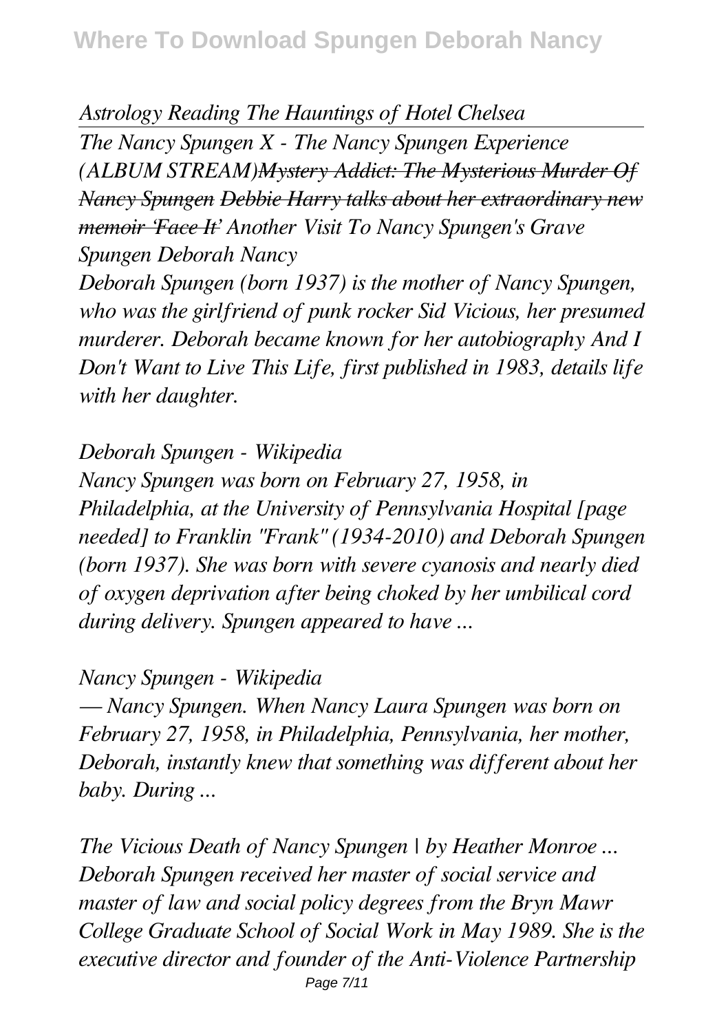*Astrology Reading The Hauntings of Hotel Chelsea*

---

*The Nancy Spungen X - The Nancy Spungen Experience (ALBUM STREAM)~~Mystery Addict: The Mysterious Murder Of Nancy Spungen~~ ~~Debbie Harry talks about her extraordinary new memoir 'Face It'~~ Another Visit To Nancy Spungen's Grave*

*Spungen Deborah Nancy*

*Deborah Spungen (born 1937) is the mother of Nancy Spungen, who was the girlfriend of punk rocker Sid Vicious, her presumed murderer. Deborah became known for her autobiography And I Don't Want to Live This Life, first published in 1983, details life with her daughter.*

*Deborah Spungen - Wikipedia*

*Nancy Spungen was born on February 27, 1958, in Philadelphia, at the University of Pennsylvania Hospital [page needed] to Franklin "Frank" (1934-2010) and Deborah Spungen (born 1937). She was born with severe cyanosis and nearly died of oxygen deprivation after being choked by her umbilical cord during delivery. Spungen appeared to have ...*

*Nancy Spungen - Wikipedia*

*— Nancy Spungen. When Nancy Laura Spungen was born on February 27, 1958, in Philadelphia, Pennsylvania, her mother, Deborah, instantly knew that something was different about her baby. During ...*

*The Vicious Death of Nancy Spungen | by Heather Monroe ...*

*Deborah Spungen received her master of social service and master of law and social policy degrees from the Bryn Mawr College Graduate School of Social Work in May 1989. She is the executive director and founder of the Anti-Violence Partnership*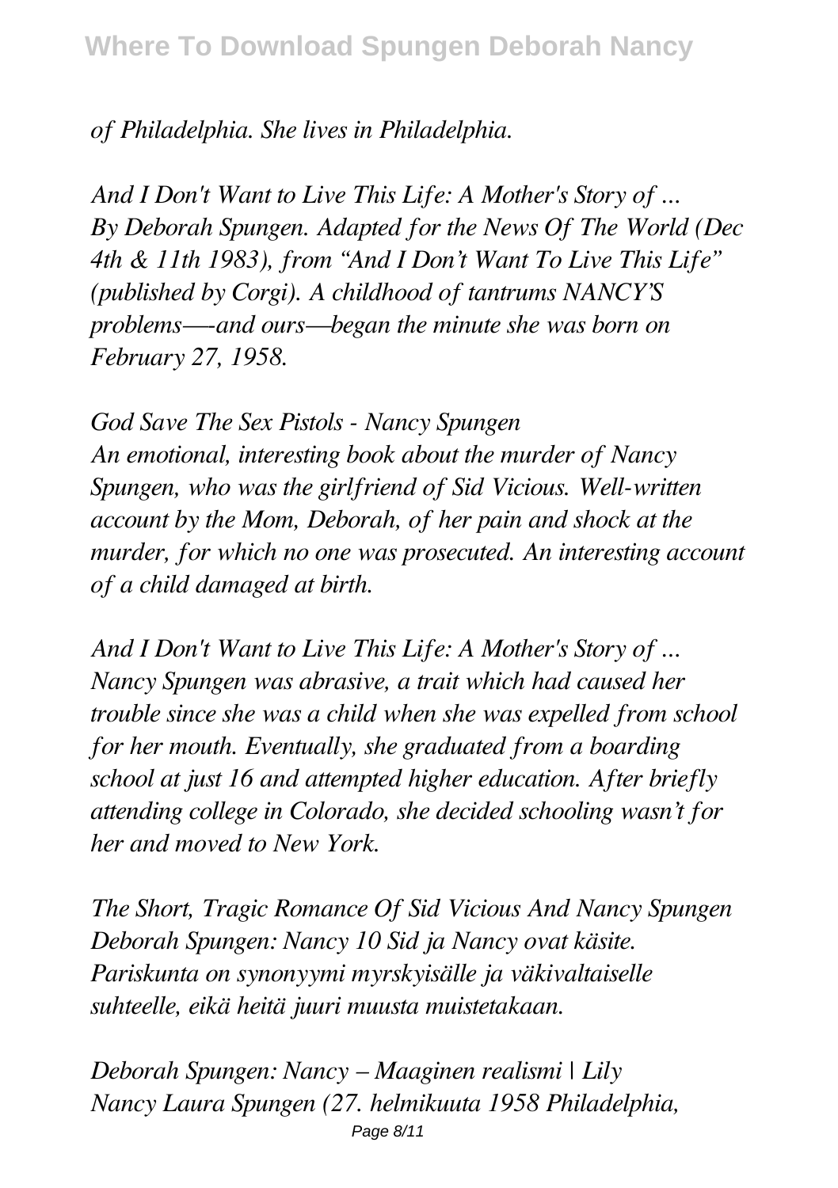*of Philadelphia. She lives in Philadelphia.*

*And I Don't Want to Live This Life: A Mother's Story of ...*
*By Deborah Spungen. Adapted for the News Of The World (Dec 4th & 11th 1983), from "And I Don't Want To Live This Life" (published by Corgi). A childhood of tantrums NANCY'S problems—-and ours—began the minute she was born on February 27, 1958.*

*God Save The Sex Pistols - Nancy Spungen*
*An emotional, interesting book about the murder of Nancy Spungen, who was the girlfriend of Sid Vicious. Well-written account by the Mom, Deborah, of her pain and shock at the murder, for which no one was prosecuted. An interesting account of a child damaged at birth.*

*And I Don't Want to Live This Life: A Mother's Story of ...*
*Nancy Spungen was abrasive, a trait which had caused her trouble since she was a child when she was expelled from school for her mouth. Eventually, she graduated from a boarding school at just 16 and attempted higher education. After briefly attending college in Colorado, she decided schooling wasn't for her and moved to New York.*

*The Short, Tragic Romance Of Sid Vicious And Nancy Spungen*
*Deborah Spungen: Nancy 10 Sid ja Nancy ovat käsite. Pariskunta on synonyymi myrskyisälle ja väkivaltaiselle suhteelle, eikä heitä juuri muusta muistetakaan.*

*Deborah Spungen: Nancy – Maaginen realismi | Lily*
*Nancy Laura Spungen (27. helmikuuta 1958 Philadelphia,*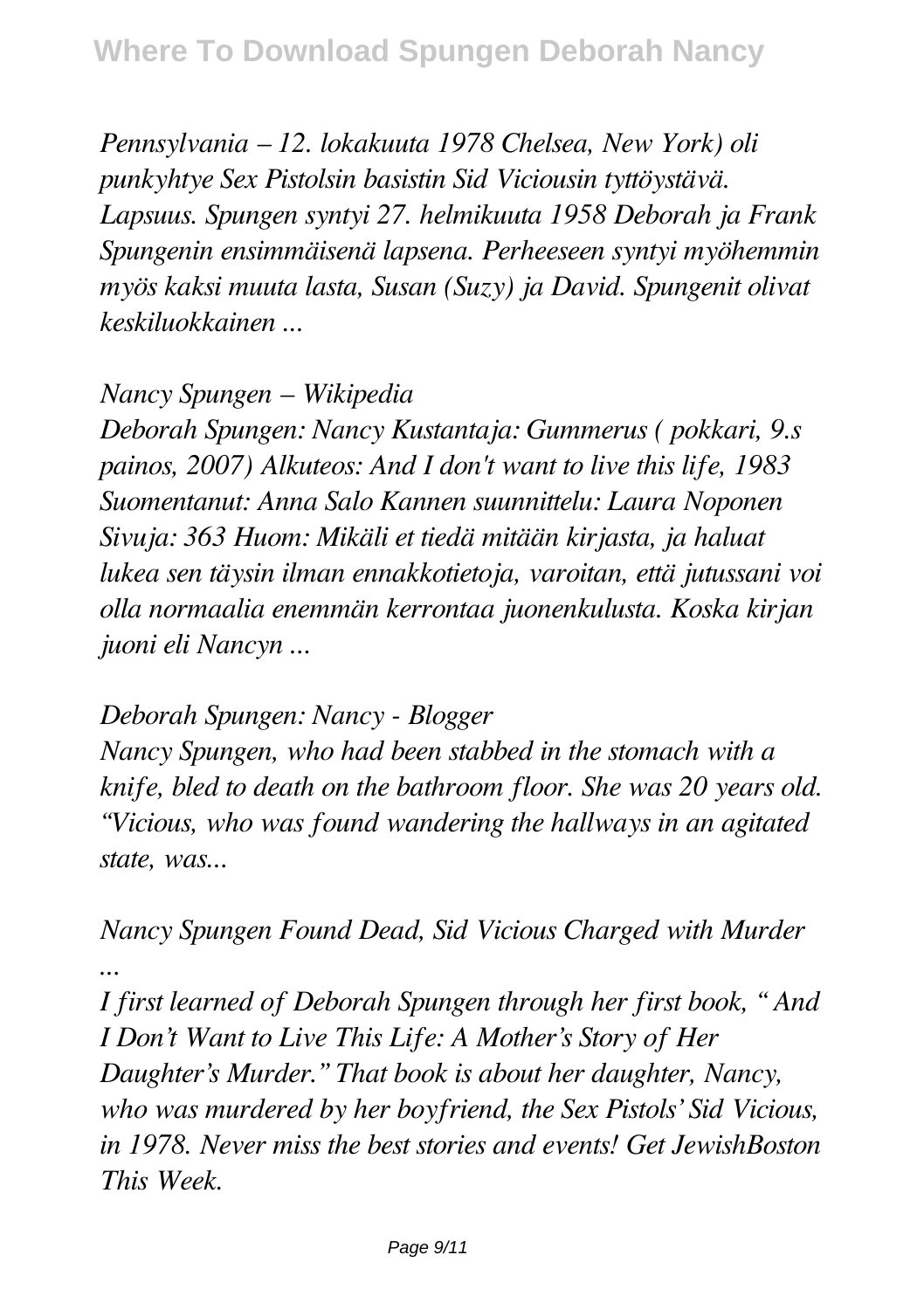*Pennsylvania – 12. lokakuuta 1978 Chelsea, New York) oli punkyhtye Sex Pistolsin basistin Sid Viciousin tyttöystävä. Lapsuus. Spungen syntyi 27. helmikuuta 1958 Deborah ja Frank Spungenin ensimmäisenä lapsena. Perheeseen syntyi myöhemmin myös kaksi muuta lasta, Susan (Suzy) ja David. Spungenit olivat keskiluokkainen ...*

*Nancy Spungen – Wikipedia*

*Deborah Spungen: Nancy Kustantaja: Gummerus ( pokkari, 9.s painos, 2007) Alkuteos: And I don't want to live this life, 1983 Suomentanut: Anna Salo Kannen suunnittelu: Laura Noponen Sivuja: 363 Huom: Mikäli et tiedä mitään kirjasta, ja haluat lukea sen täysin ilman ennakkotietoja, varoitan, että jutussani voi olla normaalia enemmän kerrontaa juonenkulusta. Koska kirjan juoni eli Nancyn ...*

*Deborah Spungen: Nancy - Blogger*

*Nancy Spungen, who had been stabbed in the stomach with a knife, bled to death on the bathroom floor. She was 20 years old. "Vicious, who was found wandering the hallways in an agitated state, was...*

*Nancy Spungen Found Dead, Sid Vicious Charged with Murder ...*

*I first learned of Deborah Spungen through her first book, " And I Don't Want to Live This Life: A Mother's Story of Her Daughter's Murder." That book is about her daughter, Nancy, who was murdered by her boyfriend, the Sex Pistols' Sid Vicious, in 1978. Never miss the best stories and events! Get JewishBoston This Week.*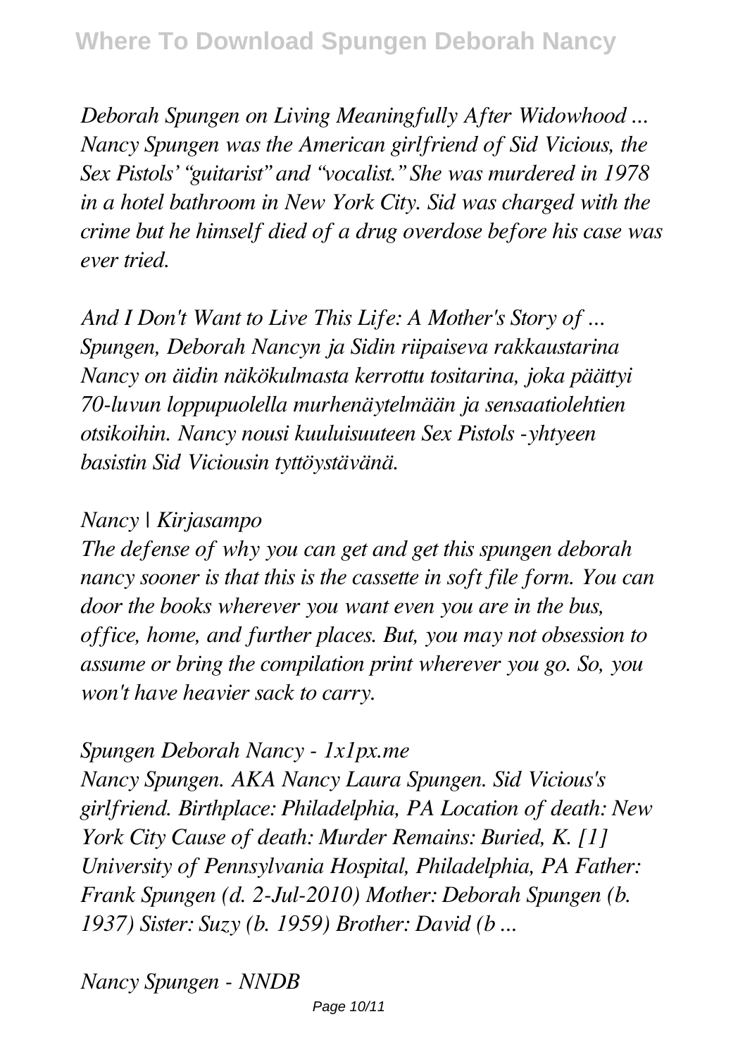*Deborah Spungen on Living Meaningfully After Widowhood ...*
*Nancy Spungen was the American girlfriend of Sid Vicious, the Sex Pistols' "guitarist" and "vocalist." She was murdered in 1978 in a hotel bathroom in New York City. Sid was charged with the crime but he himself died of a drug overdose before his case was ever tried.*

*And I Don't Want to Live This Life: A Mother's Story of ...*
*Spungen, Deborah Nancyn ja Sidin riipaiseva rakkaustarina Nancy on äidin näkökulmasta kerrottu tositarina, joka päättyi 70-luvun loppupuolella murhenäytelmään ja sensaatiolehtien otsikoihin. Nancy nousi kuuluisuuteen Sex Pistols -yhtyeen basistin Sid Viciousin tyttöystävänä.*

*Nancy | Kirjasampo*

*The defense of why you can get and get this spungen deborah nancy sooner is that this is the cassette in soft file form. You can door the books wherever you want even you are in the bus, office, home, and further places. But, you may not obsession to assume or bring the compilation print wherever you go. So, you won't have heavier sack to carry.*

*Spungen Deborah Nancy - 1x1px.me*

*Nancy Spungen. AKA Nancy Laura Spungen. Sid Vicious's girlfriend. Birthplace: Philadelphia, PA Location of death: New York City Cause of death: Murder Remains: Buried, K. [1] University of Pennsylvania Hospital, Philadelphia, PA Father: Frank Spungen (d. 2-Jul-2010) Mother: Deborah Spungen (b. 1937) Sister: Suzy (b. 1959) Brother: David (b ...*

*Nancy Spungen - NNDB*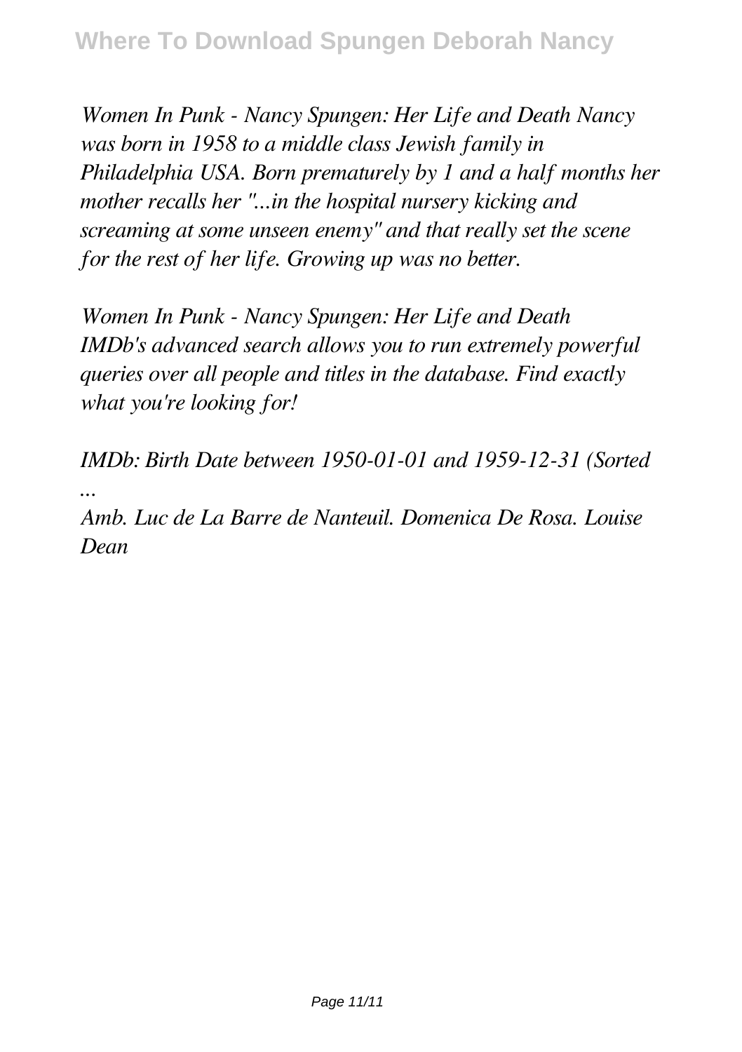*Women In Punk - Nancy Spungen: Her Life and Death Nancy was born in 1958 to a middle class Jewish family in Philadelphia USA. Born prematurely by 1 and a half months her mother recalls her "...in the hospital nursery kicking and screaming at some unseen enemy" and that really set the scene for the rest of her life. Growing up was no better.*

*Women In Punk - Nancy Spungen: Her Life and Death IMDb's advanced search allows you to run extremely powerful queries over all people and titles in the database. Find exactly what you're looking for!*

*IMDb: Birth Date between 1950-01-01 and 1959-12-31 (Sorted ...*

*Amb. Luc de La Barre de Nanteuil. Domenica De Rosa. Louise Dean*